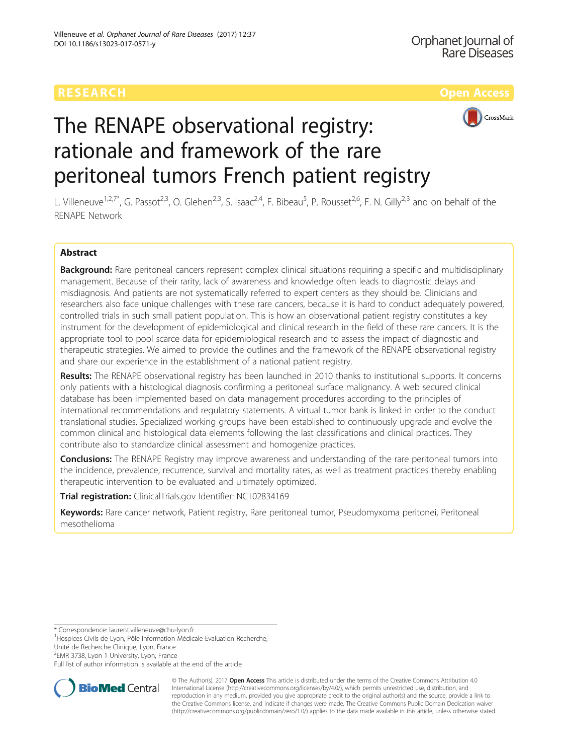RESEARCH Open Access

# The RENAPE observational registry: rationale and framework of the rare peritoneal tumors French patient registry

L. Villeneuve[1,2,7*], G. Passot[2,3], O. Glehen[2,3], S. Isaac[2,4], F. Bibeau[5], P. Rousset[2,6], F. N. Gilly[2,3] and on behalf of the RENAPE Network

## Abstract

**Background:** Rare peritoneal cancers represent complex clinical situations requiring a specific and multidisciplinary management. Because of their rarity, lack of awareness and knowledge often leads to diagnostic delays and misdiagnosis. And patients are not systematically referred to expert centers as they should be. Clinicians and researchers also face unique challenges with these rare cancers, because it is hard to conduct adequately powered, controlled trials in such small patient population. This is how an observational patient registry constitutes a key instrument for the development of epidemiological and clinical research in the field of these rare cancers. It is the appropriate tool to pool scarce data for epidemiological research and to assess the impact of diagnostic and therapeutic strategies. We aimed to provide the outlines and the framework of the RENAPE observational registry and share our experience in the establishment of a national patient registry.

**Results:** The RENAPE observational registry has been launched in 2010 thanks to institutional supports. It concerns only patients with a histological diagnosis confirming a peritoneal surface malignancy. A web secured clinical database has been implemented based on data management procedures according to the principles of international recommendations and regulatory statements. A virtual tumor bank is linked in order to the conduct translational studies. Specialized working groups have been established to continuously upgrade and evolve the common clinical and histological data elements following the last classifications and clinical practices. They contribute also to standardize clinical assessment and homogenize practices.

**Conclusions:** The RENAPE Registry may improve awareness and understanding of the rare peritoneal tumors into the incidence, prevalence, recurrence, survival and mortality rates, as well as treatment practices thereby enabling therapeutic intervention to be evaluated and ultimately optimized.

**Trial registration:** ClinicalTrials.gov Identifier: NCT02834169

**Keywords:** Rare cancer network, Patient registry, Rare peritoneal tumor, Pseudomyxoma peritonei, Peritoneal mesothelioma

---

* Correspondence: laurent.villeneuve@chu-lyon.fr
[1]Hospices Civils de Lyon, Pôle Information Médicale Evaluation Recherche, Unité de Recherche Clinique, Lyon, France
[2]EMR 3738, Lyon 1 University, Lyon, France
Full list of author information is available at the end of the article

© The Author(s). 2017 **Open Access** This article is distributed under the terms of the Creative Commons Attribution 4.0 International License (http://creativecommons.org/licenses/by/4.0/), which permits unrestricted use, distribution, and reproduction in any medium, provided you give appropriate credit to the original author(s) and the source, provide a link to the Creative Commons license, and indicate if changes were made. The Creative Commons Public Domain Dedication waiver (http://creativecommons.org/publicdomain/zero/1.0/) applies to the data made available in this article, unless otherwise stated.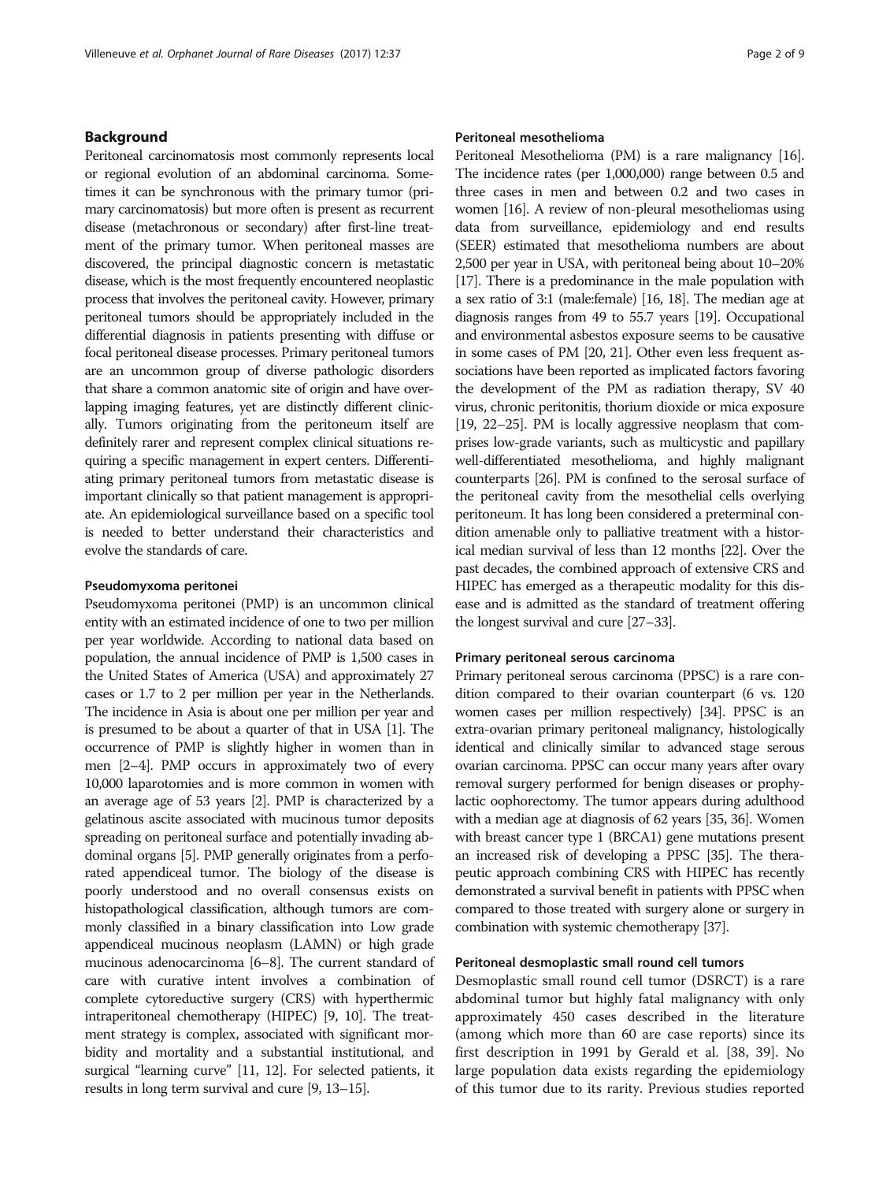## Background

Peritoneal carcinomatosis most commonly represents local or regional evolution of an abdominal carcinoma. Sometimes it can be synchronous with the primary tumor (primary carcinomatosis) but more often is present as recurrent disease (metachronous or secondary) after first-line treatment of the primary tumor. When peritoneal masses are discovered, the principal diagnostic concern is metastatic disease, which is the most frequently encountered neoplastic process that involves the peritoneal cavity. However, primary peritoneal tumors should be appropriately included in the differential diagnosis in patients presenting with diffuse or focal peritoneal disease processes. Primary peritoneal tumors are an uncommon group of diverse pathologic disorders that share a common anatomic site of origin and have overlapping imaging features, yet are distinctly different clinically. Tumors originating from the peritoneum itself are definitely rarer and represent complex clinical situations requiring a specific management in expert centers. Differentiating primary peritoneal tumors from metastatic disease is important clinically so that patient management is appropriate. An epidemiological surveillance based on a specific tool is needed to better understand their characteristics and evolve the standards of care.

### Pseudomyxoma peritonei

Pseudomyxoma peritonei (PMP) is an uncommon clinical entity with an estimated incidence of one to two per million per year worldwide. According to national data based on population, the annual incidence of PMP is 1,500 cases in the United States of America (USA) and approximately 27 cases or 1.7 to 2 per million per year in the Netherlands. The incidence in Asia is about one per million per year and is presumed to be about a quarter of that in USA [1]. The occurrence of PMP is slightly higher in women than in men [2–4]. PMP occurs in approximately two of every 10,000 laparotomies and is more common in women with an average age of 53 years [2]. PMP is characterized by a gelatinous ascite associated with mucinous tumor deposits spreading on peritoneal surface and potentially invading abdominal organs [5]. PMP generally originates from a perforated appendiceal tumor. The biology of the disease is poorly understood and no overall consensus exists on histopathological classification, although tumors are commonly classified in a binary classification into Low grade appendiceal mucinous neoplasm (LAMN) or high grade mucinous adenocarcinoma [6–8]. The current standard of care with curative intent involves a combination of complete cytoreductive surgery (CRS) with hyperthermic intraperitoneal chemotherapy (HIPEC) [9, 10]. The treatment strategy is complex, associated with significant morbidity and mortality and a substantial institutional, and surgical "learning curve" [11, 12]. For selected patients, it results in long term survival and cure [9, 13–15].

### Peritoneal mesothelioma

Peritoneal Mesothelioma (PM) is a rare malignancy [16]. The incidence rates (per 1,000,000) range between 0.5 and three cases in men and between 0.2 and two cases in women [16]. A review of non-pleural mesotheliomas using data from surveillance, epidemiology and end results (SEER) estimated that mesothelioma numbers are about 2,500 per year in USA, with peritoneal being about 10–20% [17]. There is a predominance in the male population with a sex ratio of 3:1 (male:female) [16, 18]. The median age at diagnosis ranges from 49 to 55.7 years [19]. Occupational and environmental asbestos exposure seems to be causative in some cases of PM [20, 21]. Other even less frequent associations have been reported as implicated factors favoring the development of the PM as radiation therapy, SV 40 virus, chronic peritonitis, thorium dioxide or mica exposure [19, 22–25]. PM is locally aggressive neoplasm that comprises low-grade variants, such as multicystic and papillary well-differentiated mesothelioma, and highly malignant counterparts [26]. PM is confined to the serosal surface of the peritoneal cavity from the mesothelial cells overlying peritoneum. It has long been considered a preterminal condition amenable only to palliative treatment with a historical median survival of less than 12 months [22]. Over the past decades, the combined approach of extensive CRS and HIPEC has emerged as a therapeutic modality for this disease and is admitted as the standard of treatment offering the longest survival and cure [27–33].

### Primary peritoneal serous carcinoma

Primary peritoneal serous carcinoma (PPSC) is a rare condition compared to their ovarian counterpart (6 vs. 120 women cases per million respectively) [34]. PPSC is an extra-ovarian primary peritoneal malignancy, histologically identical and clinically similar to advanced stage serous ovarian carcinoma. PPSC can occur many years after ovary removal surgery performed for benign diseases or prophylactic oophorectomy. The tumor appears during adulthood with a median age at diagnosis of 62 years [35, 36]. Women with breast cancer type 1 (BRCA1) gene mutations present an increased risk of developing a PPSC [35]. The therapeutic approach combining CRS with HIPEC has recently demonstrated a survival benefit in patients with PPSC when compared to those treated with surgery alone or surgery in combination with systemic chemotherapy [37].

### Peritoneal desmoplastic small round cell tumors

Desmoplastic small round cell tumor (DSRCT) is a rare abdominal tumor but highly fatal malignancy with only approximately 450 cases described in the literature (among which more than 60 are case reports) since its first description in 1991 by Gerald et al. [38, 39]. No large population data exists regarding the epidemiology of this tumor due to its rarity. Previous studies reported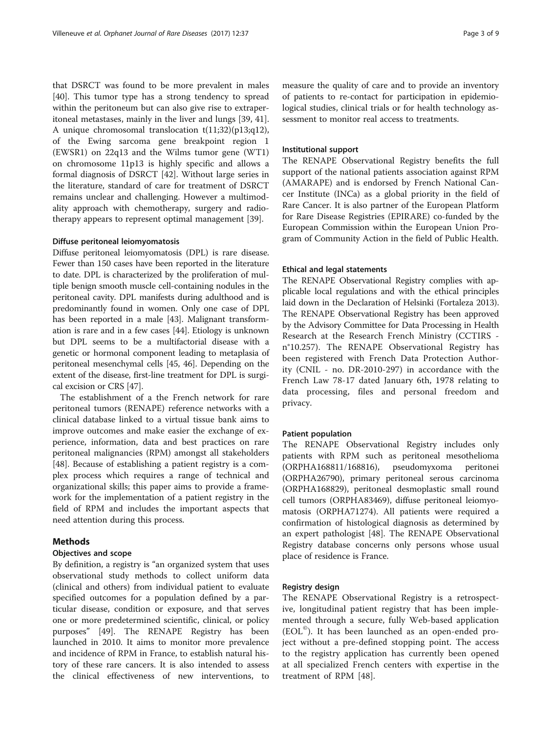that DSRCT was found to be more prevalent in males [40]. This tumor type has a strong tendency to spread within the peritoneum but can also give rise to extraperitoneal metastases, mainly in the liver and lungs [39, 41]. A unique chromosomal translocation t(11;32)(p13;q12), of the Ewing sarcoma gene breakpoint region 1 (EWSR1) on 22q13 and the Wilms tumor gene (WT1) on chromosome 11p13 is highly specific and allows a formal diagnosis of DSRCT [42]. Without large series in the literature, standard of care for treatment of DSRCT remains unclear and challenging. However a multimodality approach with chemotherapy, surgery and radiotherapy appears to represent optimal management [39].

#### Diffuse peritoneal leiomyomatosis

Diffuse peritoneal leiomyomatosis (DPL) is rare disease. Fewer than 150 cases have been reported in the literature to date. DPL is characterized by the proliferation of multiple benign smooth muscle cell-containing nodules in the peritoneal cavity. DPL manifests during adulthood and is predominantly found in women. Only one case of DPL has been reported in a male [43]. Malignant transformation is rare and in a few cases [44]. Etiology is unknown but DPL seems to be a multifactorial disease with a genetic or hormonal component leading to metaplasia of peritoneal mesenchymal cells [45, 46]. Depending on the extent of the disease, first-line treatment for DPL is surgical excision or CRS [47].

The establishment of a the French network for rare peritoneal tumors (RENAPE) reference networks with a clinical database linked to a virtual tissue bank aims to improve outcomes and make easier the exchange of experience, information, data and best practices on rare peritoneal malignancies (RPM) amongst all stakeholders [48]. Because of establishing a patient registry is a complex process which requires a range of technical and organizational skills; this paper aims to provide a framework for the implementation of a patient registry in the field of RPM and includes the important aspects that need attention during this process.

## Methods

### Objectives and scope

By definition, a registry is "an organized system that uses observational study methods to collect uniform data (clinical and others) from individual patient to evaluate specified outcomes for a population defined by a particular disease, condition or exposure, and that serves one or more predetermined scientific, clinical, or policy purposes" [49]. The RENAPE Registry has been launched in 2010. It aims to monitor more prevalence and incidence of RPM in France, to establish natural history of these rare cancers. It is also intended to assess the clinical effectiveness of new interventions, to measure the quality of care and to provide an inventory of patients to re-contact for participation in epidemiological studies, clinical trials or for health technology assessment to monitor real access to treatments.

### Institutional support

The RENAPE Observational Registry benefits the full support of the national patients association against RPM (AMARAPE) and is endorsed by French National Cancer Institute (INCa) as a global priority in the field of Rare Cancer. It is also partner of the European Platform for Rare Disease Registries (EPIRARE) co-funded by the European Commission within the European Union Program of Community Action in the field of Public Health.

### Ethical and legal statements

The RENAPE Observational Registry complies with applicable local regulations and with the ethical principles laid down in the Declaration of Helsinki (Fortaleza 2013). The RENAPE Observational Registry has been approved by the Advisory Committee for Data Processing in Health Research at the Research French Ministry (CCTIRS - n°10.257). The RENAPE Observational Registry has been registered with French Data Protection Authority (CNIL - no. DR-2010-297) in accordance with the French Law 78-17 dated January 6th, 1978 relating to data processing, files and personal freedom and privacy.

### Patient population

The RENAPE Observational Registry includes only patients with RPM such as peritoneal mesothelioma (ORPHA168811/168816), pseudomyxoma peritonei (ORPHA26790), primary peritoneal serous carcinoma (ORPHA168829), peritoneal desmoplastic small round cell tumors (ORPHA83469), diffuse peritoneal leiomyomatosis (ORPHA71274). All patients were required a confirmation of histological diagnosis as determined by an expert pathologist [48]. The RENAPE Observational Registry database concerns only persons whose usual place of residence is France.

### Registry design

The RENAPE Observational Registry is a retrospective, longitudinal patient registry that has been implemented through a secure, fully Web-based application (EOL©). It has been launched as an open-ended project without a pre-defined stopping point. The access to the registry application has currently been opened at all specialized French centers with expertise in the treatment of RPM [48].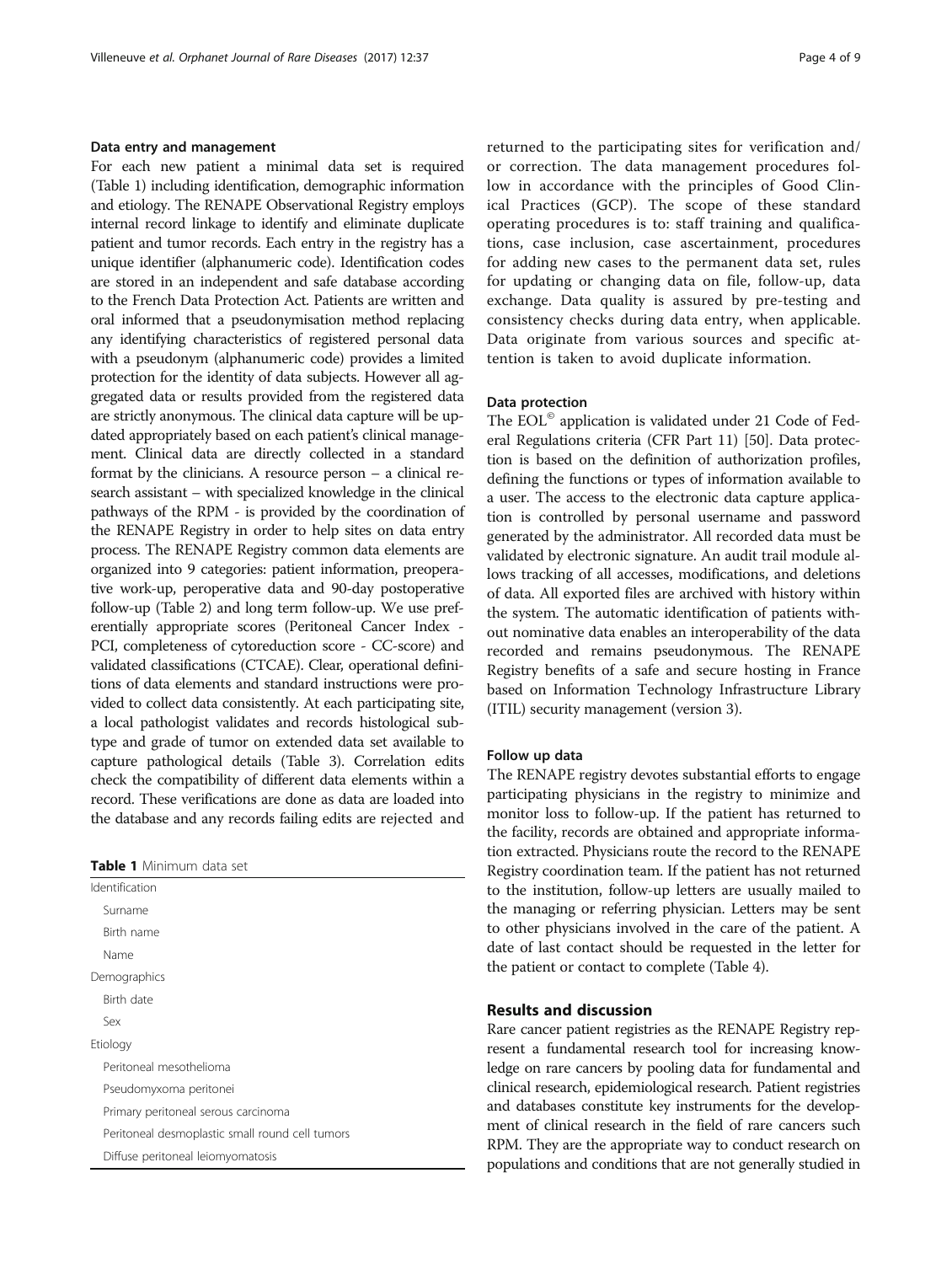### Data entry and management

For each new patient a minimal data set is required (Table 1) including identification, demographic information and etiology. The RENAPE Observational Registry employs internal record linkage to identify and eliminate duplicate patient and tumor records. Each entry in the registry has a unique identifier (alphanumeric code). Identification codes are stored in an independent and safe database according to the French Data Protection Act. Patients are written and oral informed that a pseudonymisation method replacing any identifying characteristics of registered personal data with a pseudonym (alphanumeric code) provides a limited protection for the identity of data subjects. However all aggregated data or results provided from the registered data are strictly anonymous. The clinical data capture will be updated appropriately based on each patient's clinical management. Clinical data are directly collected in a standard format by the clinicians. A resource person – a clinical research assistant – with specialized knowledge in the clinical pathways of the RPM - is provided by the coordination of the RENAPE Registry in order to help sites on data entry process. The RENAPE Registry common data elements are organized into 9 categories: patient information, preoperative work-up, peroperative data and 90-day postoperative follow-up (Table 2) and long term follow-up. We use preferentially appropriate scores (Peritoneal Cancer Index - PCI, completeness of cytoreduction score - CC-score) and validated classifications (CTCAE). Clear, operational definitions of data elements and standard instructions were provided to collect data consistently. At each participating site, a local pathologist validates and records histological subtype and grade of tumor on extended data set available to capture pathological details (Table 3). Correlation edits check the compatibility of different data elements within a record. These verifications are done as data are loaded into the database and any records failing edits are rejected and returned to the participating sites for verification and/or correction. The data management procedures follow in accordance with the principles of Good Clinical Practices (GCP). The scope of these standard operating procedures is to: staff training and qualifications, case inclusion, case ascertainment, procedures for adding new cases to the permanent data set, rules for updating or changing data on file, follow-up, data exchange. Data quality is assured by pre-testing and consistency checks during data entry, when applicable. Data originate from various sources and specific attention is taken to avoid duplicate information.

**Table 1** Minimum data set

| |
|---|
| Identification |
| Surname |
| Birth name |
| Name |
| Demographics |
| Birth date |
| Sex |
| Etiology |
| Peritoneal mesothelioma |
| Pseudomyxoma peritonei |
| Primary peritoneal serous carcinoma |
| Peritoneal desmoplastic small round cell tumors |
| Diffuse peritoneal leiomyomatosis |

### Data protection

The EOL© application is validated under 21 Code of Federal Regulations criteria (CFR Part 11) [50]. Data protection is based on the definition of authorization profiles, defining the functions or types of information available to a user. The access to the electronic data capture application is controlled by personal username and password generated by the administrator. All recorded data must be validated by electronic signature. An audit trail module allows tracking of all accesses, modifications, and deletions of data. All exported files are archived with history within the system. The automatic identification of patients without nominative data enables an interoperability of the data recorded and remains pseudonymous. The RENAPE Registry benefits of a safe and secure hosting in France based on Information Technology Infrastructure Library (ITIL) security management (version 3).

### Follow up data

The RENAPE registry devotes substantial efforts to engage participating physicians in the registry to minimize and monitor loss to follow-up. If the patient has returned to the facility, records are obtained and appropriate information extracted. Physicians route the record to the RENAPE Registry coordination team. If the patient has not returned to the institution, follow-up letters are usually mailed to the managing or referring physician. Letters may be sent to other physicians involved in the care of the patient. A date of last contact should be requested in the letter for the patient or contact to complete (Table 4).

## Results and discussion

Rare cancer patient registries as the RENAPE Registry represent a fundamental research tool for increasing knowledge on rare cancers by pooling data for fundamental and clinical research, epidemiological research. Patient registries and databases constitute key instruments for the development of clinical research in the field of rare cancers such RPM. They are the appropriate way to conduct research on populations and conditions that are not generally studied in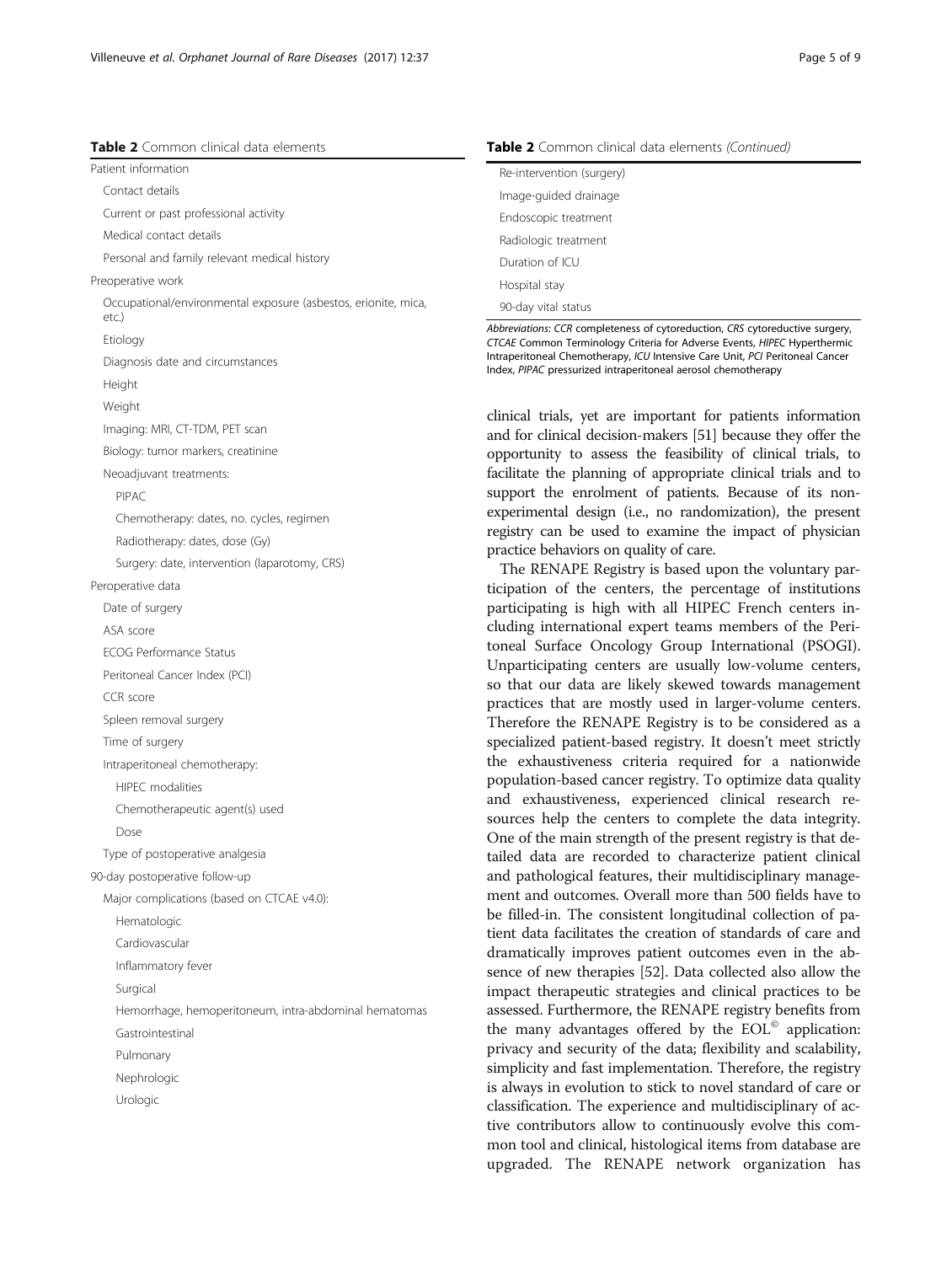**Table 2** Common clinical data elements

| |
|---|
| Patient information |
| Contact details |
| Current or past professional activity |
| Medical contact details |
| Personal and family relevant medical history |
| Preoperative work |
| Occupational/environmental exposure (asbestos, erionite, mica, etc.) |
| Etiology |
| Diagnosis date and circumstances |
| Height |
| Weight |
| Imaging: MRI, CT-TDM, PET scan |
| Biology: tumor markers, creatinine |
| Neoadjuvant treatments: |
| PIPAC |
| Chemotherapy: dates, no. cycles, regimen |
| Radiotherapy: dates, dose (Gy) |
| Surgery: date, intervention (laparotomy, CRS) |
| Peroperative data |
| Date of surgery |
| ASA score |
| ECOG Performance Status |
| Peritoneal Cancer Index (PCI) |
| CCR score |
| Spleen removal surgery |
| Time of surgery |
| Intraperitoneal chemotherapy: |
| HIPEC modalities |
| Chemotherapeutic agent(s) used |
| Dose |
| Type of postoperative analgesia |
| 90-day postoperative follow-up |
| Major complications (based on CTCAE v4.0): |
| Hematologic |
| Cardiovascular |
| Inflammatory fever |
| Surgical |
| Hemorrhage, hemoperitoneum, intra-abdominal hematomas |
| Gastrointestinal |
| Pulmonary |
| Nephrologic |
| Urologic |
| Re-intervention (surgery) |
| Image-guided drainage |
| Endoscopic treatment |
| Radiologic treatment |
| Duration of ICU |
| Hospital stay |
| 90-day vital status |

*Abbreviations*: *CCR* completeness of cytoreduction, *CRS* cytoreductive surgery, *CTCAE* Common Terminology Criteria for Adverse Events, *HIPEC* Hyperthermic Intraperitoneal Chemotherapy, *ICU* Intensive Care Unit, *PCI* Peritoneal Cancer Index, *PIPAC* pressurized intraperitoneal aerosol chemotherapy

clinical trials, yet are important for patients information and for clinical decision-makers [51] because they offer the opportunity to assess the feasibility of clinical trials, to facilitate the planning of appropriate clinical trials and to support the enrolment of patients. Because of its non-experimental design (i.e., no randomization), the present registry can be used to examine the impact of physician practice behaviors on quality of care.

The RENAPE Registry is based upon the voluntary participation of the centers, the percentage of institutions participating is high with all HIPEC French centers including international expert teams members of the Peritoneal Surface Oncology Group International (PSOGI). Unparticipating centers are usually low-volume centers, so that our data are likely skewed towards management practices that are mostly used in larger-volume centers. Therefore the RENAPE Registry is to be considered as a specialized patient-based registry. It doesn't meet strictly the exhaustiveness criteria required for a nationwide population-based cancer registry. To optimize data quality and exhaustiveness, experienced clinical research resources help the centers to complete the data integrity. One of the main strength of the present registry is that detailed data are recorded to characterize patient clinical and pathological features, their multidisciplinary management and outcomes. Overall more than 500 fields have to be filled-in. The consistent longitudinal collection of patient data facilitates the creation of standards of care and dramatically improves patient outcomes even in the absence of new therapies [52]. Data collected also allow the impact therapeutic strategies and clinical practices to be assessed. Furthermore, the RENAPE registry benefits from the many advantages offered by the EOL© application: privacy and security of the data; flexibility and scalability, simplicity and fast implementation. Therefore, the registry is always in evolution to stick to novel standard of care or classification. The experience and multidisciplinary of active contributors allow to continuously evolve this common tool and clinical, histological items from database are upgraded. The RENAPE network organization has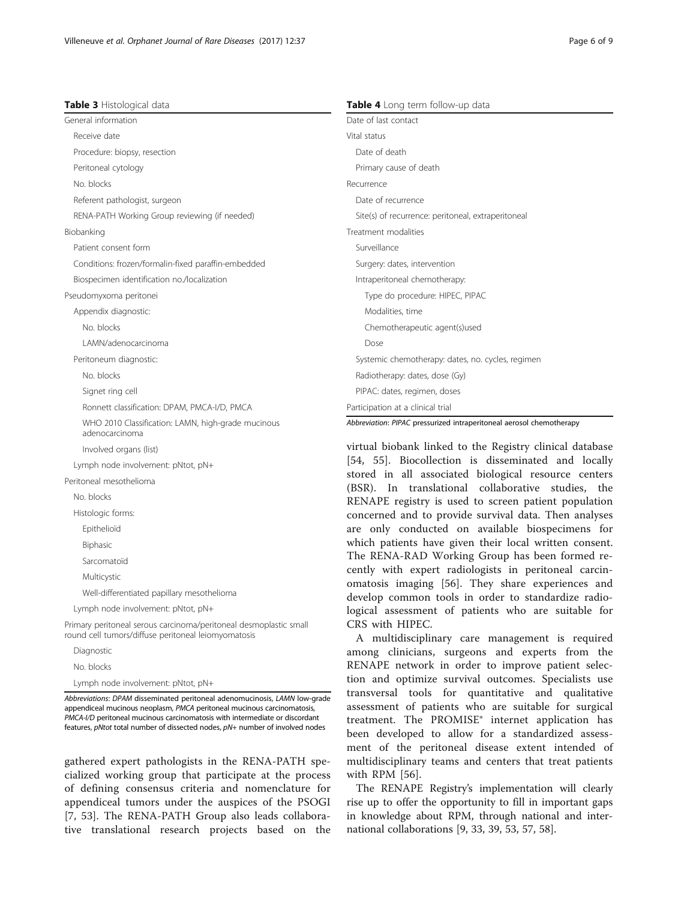**Table 3** Histological data

| |
|---|
| General information |
| Receive date |
| Procedure: biopsy, resection |
| Peritoneal cytology |
| No. blocks |
| Referent pathologist, surgeon |
| RENA-PATH Working Group reviewing (if needed) |
| Biobanking |
| Patient consent form |
| Conditions: frozen/formalin-fixed paraffin-embedded |
| Biospecimen identification no./localization |
| Pseudomyxoma peritonei |
| Appendix diagnostic: |
| No. blocks |
| LAMN/adenocarcinoma |
| Peritoneum diagnostic: |
| No. blocks |
| Signet ring cell |
| Ronnett classification: DPAM, PMCA-I/D, PMCA |
| WHO 2010 Classification: LAMN, high-grade mucinous adenocarcinoma |
| Involved organs (list) |
| Lymph node involvement: pNtot, pN+ |
| Peritoneal mesothelioma |
| No. blocks |
| Histologic forms: |
| Epithelioïd |
| Biphasic |
| Sarcomatoïd |
| Multicystic |
| Well-differentiated papillary mesothelioma |
| Lymph node involvement: pNtot, pN+ |
| Primary peritoneal serous carcinoma/peritoneal desmoplastic small round cell tumors/diffuse peritoneal leiomyomatosis |
| Diagnostic |
| No. blocks |
| Lymph node involvement: pNtot, pN+ |

*Abbreviations*: *DPAM* disseminated peritoneal adenomucinosis, *LAMN* low-grade appendiceal mucinous neoplasm, *PMCA* peritoneal mucinous carcinomatosis, *PMCA-I/D* peritoneal mucinous carcinomatosis with intermediate or discordant features, *pNtot* total number of dissected nodes, *pN+* number of involved nodes

gathered expert pathologists in the RENA-PATH specialized working group that participate at the process of defining consensus criteria and nomenclature for appendiceal tumors under the auspices of the PSOGI [7, 53]. The RENA-PATH Group also leads collaborative translational research projects based on the virtual biobank linked to the Registry clinical database [54, 55]. Biocollection is disseminated and locally stored in all associated biological resource centers (BSR). In translational collaborative studies, the RENAPE registry is used to screen patient population concerned and to provide survival data. Then analyses are only conducted on available biospecimens for which patients have given their local written consent. The RENA-RAD Working Group has been formed recently with expert radiologists in peritoneal carcinomatosis imaging [56]. They share experiences and develop common tools in order to standardize radiological assessment of patients who are suitable for CRS with HIPEC.

**Table 4** Long term follow-up data

| |
|---|
| Date of last contact |
| Vital status |
| Date of death |
| Primary cause of death |
| Recurrence |
| Date of recurrence |
| Site(s) of recurrence: peritoneal, extraperitoneal |
| Treatment modalities |
| Surveillance |
| Surgery: dates, intervention |
| Intraperitoneal chemotherapy: |
| Type do procedure: HIPEC, PIPAC |
| Modalities, time |
| Chemotherapeutic agent(s)used |
| Dose |
| Systemic chemotherapy: dates, no. cycles, regimen |
| Radiotherapy: dates, dose (Gy) |
| PIPAC: dates, regimen, doses |
| Participation at a clinical trial |

*Abbreviation*: *PIPAC* pressurized intraperitoneal aerosol chemotherapy

A multidisciplinary care management is required among clinicians, surgeons and experts from the RENAPE network in order to improve patient selection and optimize survival outcomes. Specialists use transversal tools for quantitative and qualitative assessment of patients who are suitable for surgical treatment. The PROMISE® internet application has been developed to allow for a standardized assessment of the peritoneal disease extent intended of multidisciplinary teams and centers that treat patients with RPM [56].

The RENAPE Registry's implementation will clearly rise up to offer the opportunity to fill in important gaps in knowledge about RPM, through national and international collaborations [9, 33, 39, 53, 57, 58].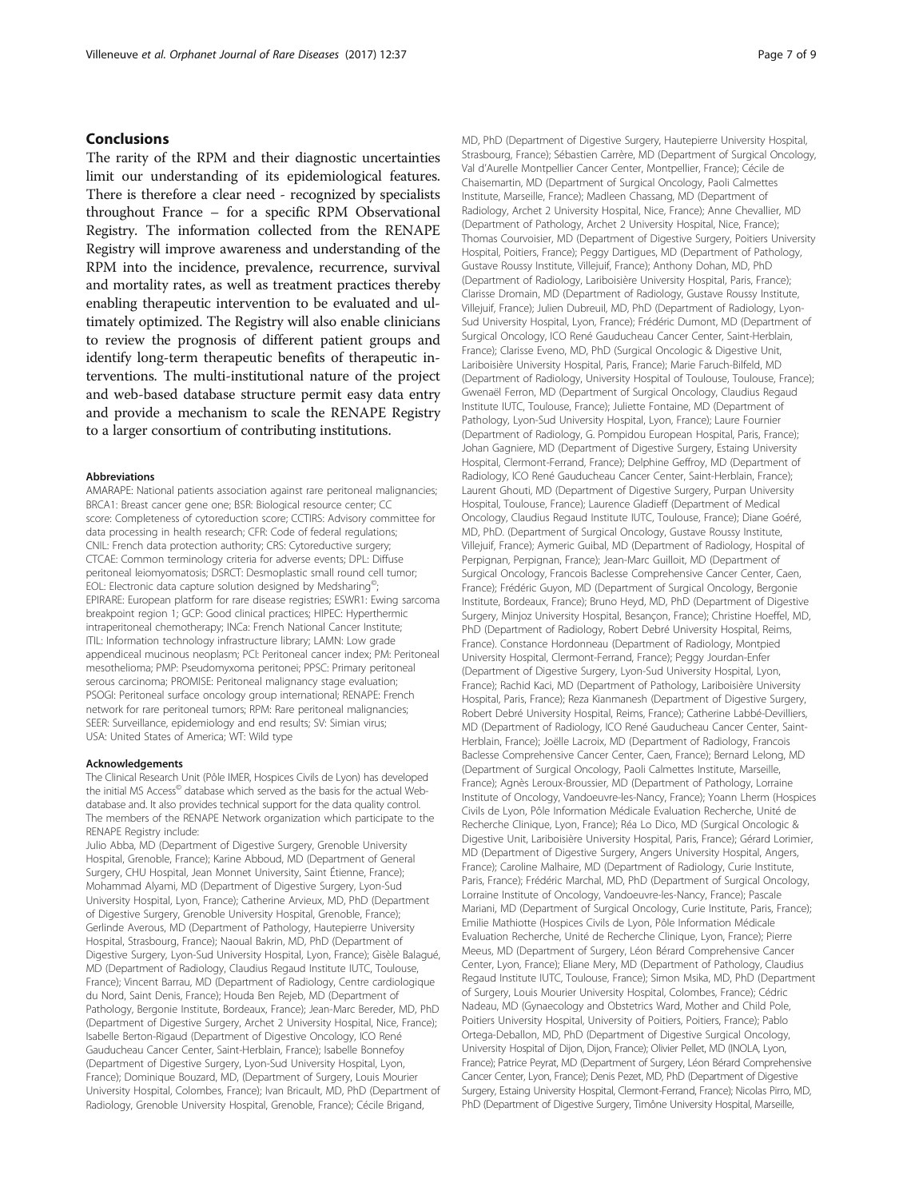## Conclusions

The rarity of the RPM and their diagnostic uncertainties limit our understanding of its epidemiological features. There is therefore a clear need - recognized by specialists throughout France – for a specific RPM Observational Registry. The information collected from the RENAPE Registry will improve awareness and understanding of the RPM into the incidence, prevalence, recurrence, survival and mortality rates, as well as treatment practices thereby enabling therapeutic intervention to be evaluated and ultimately optimized. The Registry will also enable clinicians to review the prognosis of different patient groups and identify long-term therapeutic benefits of therapeutic interventions. The multi-institutional nature of the project and web-based database structure permit easy data entry and provide a mechanism to scale the RENAPE Registry to a larger consortium of contributing institutions.

#### Abbreviations

AMARAPE: National patients association against rare peritoneal malignancies; BRCA1: Breast cancer gene one; BSR: Biological resource center; CC score: Completeness of cytoreduction score; CCTIRS: Advisory committee for data processing in health research; CFR: Code of federal regulations; CNIL: French data protection authority; CRS: Cytoreductive surgery; CTCAE: Common terminology criteria for adverse events; DPL: Diffuse peritoneal leiomyomatosis; DSRCT: Desmoplastic small round cell tumor; EOL: Electronic data capture solution designed by Medsharing©; EPIRARE: European platform for rare disease registries; ESWR1: Ewing sarcoma breakpoint region 1; GCP: Good clinical practices; HIPEC: Hyperthermic intraperitoneal chemotherapy; INCa: French National Cancer Institute; ITIL: Information technology infrastructure library; LAMN: Low grade appendiceal mucinous neoplasm; PCI: Peritoneal cancer index; PM: Peritoneal mesothelioma; PMP: Pseudomyxoma peritonei; PPSC: Primary peritoneal serous carcinoma; PROMISE: Peritoneal malignancy stage evaluation; PSOGI: Peritoneal surface oncology group international; RENAPE: French network for rare peritoneal tumors; RPM: Rare peritoneal malignancies; SEER: Surveillance, epidemiology and end results; SV: Simian virus; USA: United States of America; WT: Wild type

#### Acknowledgements

The Clinical Research Unit (Pôle IMER, Hospices Civils de Lyon) has developed the initial MS Access© database which served as the basis for the actual Web-database and. It also provides technical support for the data quality control. The members of the RENAPE Network organization which participate to the RENAPE Registry include:

Julio Abba, MD (Department of Digestive Surgery, Grenoble University Hospital, Grenoble, France); Karine Abboud, MD (Department of General Surgery, CHU Hospital, Jean Monnet University, Saint Étienne, France); Mohammad Alyami, MD (Department of Digestive Surgery, Lyon-Sud University Hospital, Lyon, France); Catherine Arvieux, MD, PhD (Department of Digestive Surgery, Grenoble University Hospital, Grenoble, France); Gerlinde Averous, MD (Department of Pathology, Hautepierre University Hospital, Strasbourg, France); Naoual Bakrin, MD, PhD (Department of Digestive Surgery, Lyon-Sud University Hospital, Lyon, France); Gisèle Balagué, MD (Department of Radiology, Claudius Regaud Institute IUTC, Toulouse, France); Vincent Barrau, MD (Department of Radiology, Centre cardiologique du Nord, Saint Denis, France); Houda Ben Rejeb, MD (Department of Pathology, Bergonie Institute, Bordeaux, France); Jean-Marc Bereder, MD, PhD (Department of Digestive Surgery, Archet 2 University Hospital, Nice, France); Isabelle Berton-Rigaud (Department of Digestive Oncology, ICO René Gauducheau Cancer Center, Saint-Herblain, France); Isabelle Bonnefoy (Department of Digestive Surgery, Lyon-Sud University Hospital, Lyon, France); Dominique Bouzard, MD, (Department of Surgery, Louis Mourier University Hospital, Colombes, France); Ivan Bricault, MD, PhD (Department of Radiology, Grenoble University Hospital, Grenoble, France); Cécile Brigand, MD, PhD (Department of Digestive Surgery, Hautepierre University Hospital, Strasbourg, France); Sébastien Carrère, MD (Department of Surgical Oncology, Val d'Aurelle Montpellier Cancer Center, Montpellier, France); Cécile de Chaisemartin, MD (Department of Surgical Oncology, Paoli Calmettes Institute, Marseille, France); Madleen Chassang, MD (Department of Radiology, Archet 2 University Hospital, Nice, France); Anne Chevallier, MD (Department of Pathology, Archet 2 University Hospital, Nice, France); Thomas Courvoisier, MD (Department of Digestive Surgery, Poitiers University Hospital, Poitiers, France); Peggy Dartigues, MD (Department of Pathology, Gustave Roussy Institute, Villejuif, France); Anthony Dohan, MD, PhD (Department of Radiology, Lariboisière University Hospital, Paris, France); Clarisse Dromain, MD (Department of Radiology, Gustave Roussy Institute, Villejuif, France); Julien Dubreuil, MD, PhD (Department of Radiology, Lyon-Sud University Hospital, Lyon, France); Frédéric Dumont, MD (Department of Surgical Oncology, ICO René Gauducheau Cancer Center, Saint-Herblain, France); Clarisse Eveno, MD, PhD (Surgical Oncologic & Digestive Unit, Lariboisière University Hospital, Paris, France); Marie Faruch-Bilfeld, MD (Department of Radiology, University Hospital of Toulouse, Toulouse, France); Gwenaël Ferron, MD (Department of Surgical Oncology, Claudius Regaud Institute IUTC, Toulouse, France); Juliette Fontaine, MD (Department of Pathology, Lyon-Sud University Hospital, Lyon, France); Laure Fournier (Department of Radiology, G. Pompidou European Hospital, Paris, France); Johan Gagniere, MD (Department of Digestive Surgery, Estaing University Hospital, Clermont-Ferrand, France); Delphine Geffroy, MD (Department of Radiology, ICO René Gauducheau Cancer Center, Saint-Herblain, France); Laurent Ghouti, MD (Department of Digestive Surgery, Purpan University Hospital, Toulouse, France); Laurence Gladieff (Department of Medical Oncology, Claudius Regaud Institute IUTC, Toulouse, France); Diane Goéré, MD, PhD. (Department of Surgical Oncology, Gustave Roussy Institute, Villejuif, France); Aymeric Guibal, MD (Department of Radiology, Hospital of Perpignan, Perpignan, France); Jean-Marc Guilloit, MD (Department of Surgical Oncology, Francois Baclesse Comprehensive Cancer Center, Caen, France); Frédéric Guyon, MD (Department of Surgical Oncology, Bergonie Institute, Bordeaux, France); Bruno Heyd, MD, PhD (Department of Digestive Surgery, Minjoz University Hospital, Besançon, France); Christine Hoeffel, MD, PhD (Department of Radiology, Robert Debré University Hospital, Reims, France). Constance Hordonneau (Department of Radiology, Montpied University Hospital, Clermont-Ferrand, France); Peggy Jourdan-Enfer (Department of Digestive Surgery, Lyon-Sud University Hospital, Lyon, France); Rachid Kaci, MD (Department of Pathology, Lariboisière University Hospital, Paris, France); Reza Kianmanesh (Department of Digestive Surgery, Robert Debré University Hospital, Reims, France); Catherine Labbé-Devilliers, MD (Department of Radiology, ICO René Gauducheau Cancer Center, Saint-Herblain, France); Joëlle Lacroix, MD (Department of Radiology, Francois Baclesse Comprehensive Cancer Center, Caen, France); Bernard Lelong, MD (Department of Surgical Oncology, Paoli Calmettes Institute, Marseille, France); Agnès Leroux-Broussier, MD (Department of Pathology, Lorraine Institute of Oncology, Vandoeuvre-les-Nancy, France); Yoann Lherm (Hospices Civils de Lyon, Pôle Information Médicale Evaluation Recherche, Unité de Recherche Clinique, Lyon, France); Réa Lo Dico, MD (Surgical Oncologic & Digestive Unit, Lariboisière University Hospital, Paris, France); Gérard Lorimier, MD (Department of Digestive Surgery, Angers University Hospital, Angers, France); Caroline Malhaire, MD (Department of Radiology, Curie Institute, Paris, France); Frédéric Marchal, MD, PhD (Department of Surgical Oncology, Lorraine Institute of Oncology, Vandoeuvre-les-Nancy, France); Pascale Mariani, MD (Department of Surgical Oncology, Curie Institute, Paris, France); Emilie Mathiotte (Hospices Civils de Lyon, Pôle Information Médicale Evaluation Recherche, Unité de Recherche Clinique, Lyon, France); Pierre Meeus, MD (Department of Surgery, Léon Bérard Comprehensive Cancer Center, Lyon, France); Eliane Mery, MD (Department of Pathology, Claudius Regaud Institute IUTC, Toulouse, France); Simon Msika, MD, PhD (Department of Surgery, Louis Mourier University Hospital, Colombes, France); Cédric Nadeau, MD (Gynaecology and Obstetrics Ward, Mother and Child Pole, Poitiers University Hospital, University of Poitiers, Poitiers, France); Pablo Ortega-Deballon, MD, PhD (Department of Digestive Surgical Oncology, University Hospital of Dijon, Dijon, France); Olivier Pellet, MD (INOLA, Lyon, France); Patrice Peyrat, MD (Department of Surgery, Léon Bérard Comprehensive Cancer Center, Lyon, France); Denis Pezet, MD, PhD (Department of Digestive Surgery, Estaing University Hospital, Clermont-Ferrand, France); Nicolas Pirro, MD, PhD (Department of Digestive Surgery, Timône University Hospital, Marseille,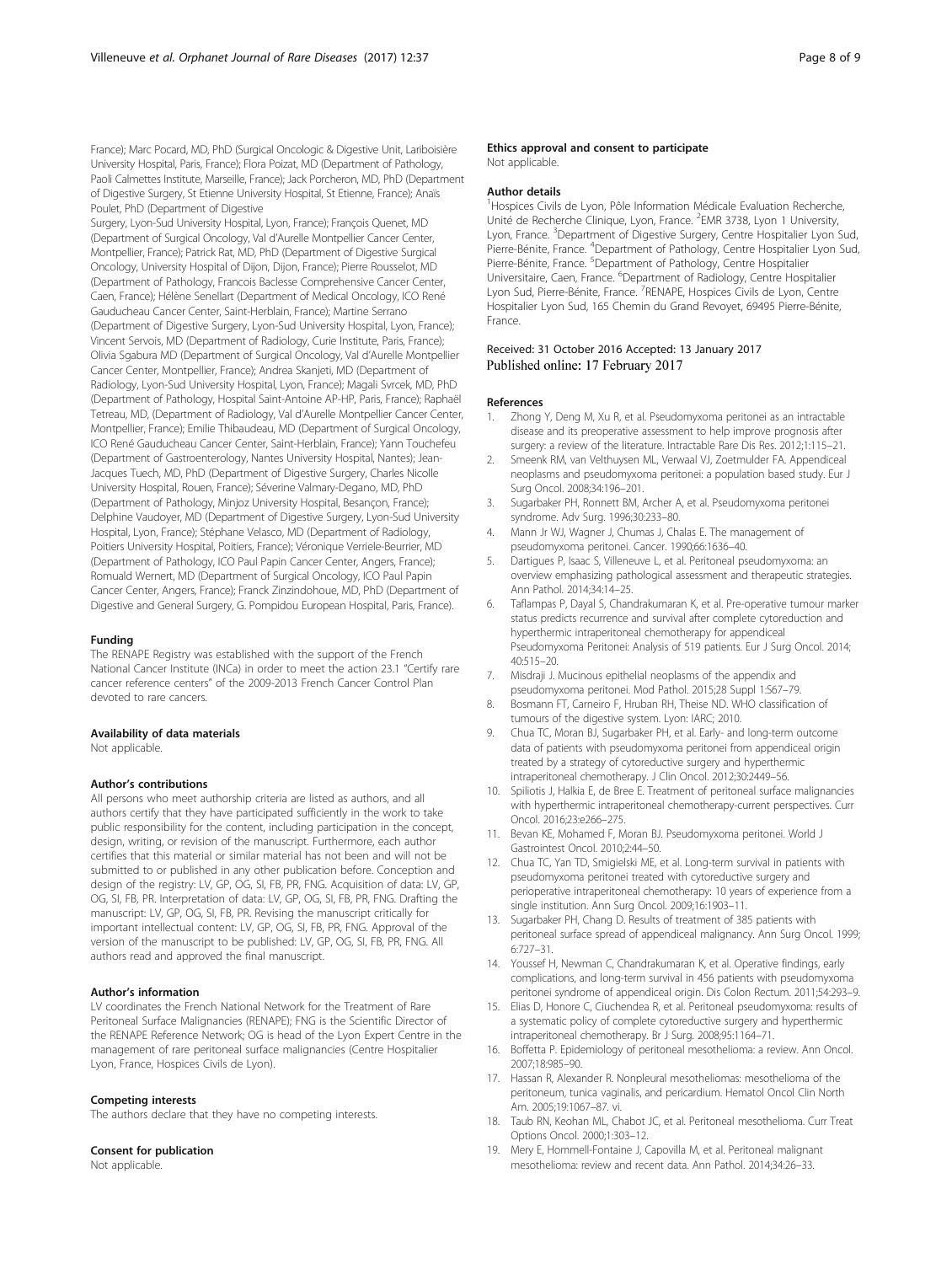France); Marc Pocard, MD, PhD (Surgical Oncologic & Digestive Unit, Lariboisière University Hospital, Paris, France); Flora Poizat, MD (Department of Pathology, Paoli Calmettes Institute, Marseille, France); Jack Porcheron, MD, PhD (Department of Digestive Surgery, St Etienne University Hospital, St Etienne, France); Anaïs Poulet, PhD (Department of Digestive Surgery, Lyon-Sud University Hospital, Lyon, France); François Quenet, MD (Department of Surgical Oncology, Val d'Aurelle Montpellier Cancer Center, Montpellier, France); Patrick Rat, MD, PhD (Department of Digestive Surgical Oncology, University Hospital of Dijon, Dijon, France); Pierre Rousselot, MD (Department of Pathology, Francois Baclesse Comprehensive Cancer Center, Caen, France); Hélène Senellart (Department of Medical Oncology, ICO René Gauducheau Cancer Center, Saint-Herblain, France); Martine Serrano (Department of Digestive Surgery, Lyon-Sud University Hospital, Lyon, France); Vincent Servois, MD (Department of Radiology, Curie Institute, Paris, France); Olivia Sgabura MD (Department of Surgical Oncology, Val d'Aurelle Montpellier Cancer Center, Montpellier, France); Andrea Skanjeti, MD (Department of Radiology, Lyon-Sud University Hospital, Lyon, France); Magali Svrcek, MD, PhD (Department of Pathology, Hospital Saint-Antoine AP-HP, Paris, France); Raphaël Tetreau, MD, (Department of Radiology, Val d'Aurelle Montpellier Cancer Center, Montpellier, France); Emilie Thibaudeau, MD (Department of Surgical Oncology, ICO René Gauducheau Cancer Center, Saint-Herblain, France); Yann Touchefeu (Department of Gastroenterology, Nantes University Hospital, Nantes); Jean-Jacques Tuech, MD, PhD (Department of Digestive Surgery, Charles Nicolle University Hospital, Rouen, France); Séverine Valmary-Degano, MD, PhD (Department of Pathology, Minjoz University Hospital, Besançon, France); Delphine Vaudoyer, MD (Department of Digestive Surgery, Lyon-Sud University Hospital, Lyon, France); Stéphane Velasco, MD (Department of Radiology, Poitiers University Hospital, Poitiers, France); Véronique Verriele-Beurrier, MD (Department of Pathology, ICO Paul Papin Cancer Center, Angers, France); Romuald Wernert, MD (Department of Surgical Oncology, ICO Paul Papin Cancer Center, Angers, France); Franck Zinzindohoue, MD, PhD (Department of Digestive and General Surgery, G. Pompidou European Hospital, Paris, France).

#### Funding
The RENAPE Registry was established with the support of the French National Cancer Institute (INCa) in order to meet the action 23.1 "Certify rare cancer reference centers" of the 2009-2013 French Cancer Control Plan devoted to rare cancers.

#### Availability of data materials
Not applicable.

#### Author's contributions
All persons who meet authorship criteria are listed as authors, and all authors certify that they have participated sufficiently in the work to take public responsibility for the content, including participation in the concept, design, writing, or revision of the manuscript. Furthermore, each author certifies that this material or similar material has not been and will not be submitted to or published in any other publication before. Conception and design of the registry: LV, GP, OG, SI, FB, PR, FNG. Acquisition of data: LV, GP, OG, SI, FB, PR. Interpretation of data: LV, GP, OG, SI, FB, PR, FNG. Drafting the manuscript: LV, GP, OG, SI, FB, PR. Revising the manuscript critically for important intellectual content: LV, GP, OG, SI, FB, PR, FNG. Approval of the version of the manuscript to be published: LV, GP, OG, SI, FB, PR, FNG. All authors read and approved the final manuscript.

#### Author's information
LV coordinates the French National Network for the Treatment of Rare Peritoneal Surface Malignancies (RENAPE); FNG is the Scientific Director of the RENAPE Reference Network; OG is head of the Lyon Expert Centre in the management of rare peritoneal surface malignancies (Centre Hospitalier Lyon, France, Hospices Civils de Lyon).

#### Competing interests
The authors declare that they have no competing interests.

#### Consent for publication
Not applicable.

#### Ethics approval and consent to participate
Not applicable.

#### Author details
[1]Hospices Civils de Lyon, Pôle Information Médicale Evaluation Recherche, Unité de Recherche Clinique, Lyon, France. [2]EMR 3738, Lyon 1 University, Lyon, France. [3]Department of Digestive Surgery, Centre Hospitalier Lyon Sud, Pierre-Bénite, France. [4]Department of Pathology, Centre Hospitalier Lyon Sud, Pierre-Bénite, France. [5]Department of Pathology, Centre Hospitalier Universitaire, Caen, France. [6]Department of Radiology, Centre Hospitalier Lyon Sud, Pierre-Bénite, France. [7]RENAPE, Hospices Civils de Lyon, Centre Hospitalier Lyon Sud, 165 Chemin du Grand Revoyet, 69495 Pierre-Bénite, France.

Received: 31 October 2016 Accepted: 13 January 2017
Published online: 17 February 2017

#### References
1. Zhong Y, Deng M, Xu R, et al. Pseudomyxoma peritonei as an intractable disease and its preoperative assessment to help improve prognosis after surgery: a review of the literature. Intractable Rare Dis Res. 2012;1:115–21.
2. Smeenk RM, van Velthuysen ML, Verwaal VJ, Zoetmulder FA. Appendiceal neoplasms and pseudomyxoma peritonei: a population based study. Eur J Surg Oncol. 2008;34:196–201.
3. Sugarbaker PH, Ronnett BM, Archer A, et al. Pseudomyxoma peritonei syndrome. Adv Surg. 1996;30:233–80.
4. Mann Jr WJ, Wagner J, Chumas J, Chalas E. The management of pseudomyxoma peritonei. Cancer. 1990;66:1636–40.
5. Dartigues P, Isaac S, Villeneuve L, et al. Peritoneal pseudomyxoma: an overview emphasizing pathological assessment and therapeutic strategies. Ann Pathol. 2014;34:14–25.
6. Taflampas P, Dayal S, Chandrakumaran K, et al. Pre-operative tumour marker status predicts recurrence and survival after complete cytoreduction and hyperthermic intraperitoneal chemotherapy for appendiceal Pseudomyxoma Peritonei: Analysis of 519 patients. Eur J Surg Oncol. 2014; 40:515–20.
7. Misdraji J. Mucinous epithelial neoplasms of the appendix and pseudomyxoma peritonei. Mod Pathol. 2015;28 Suppl 1:S67–79.
8. Bosmann FT, Carneiro F, Hruban RH, Theise ND. WHO classification of tumours of the digestive system. Lyon: IARC; 2010.
9. Chua TC, Moran BJ, Sugarbaker PH, et al. Early- and long-term outcome data of patients with pseudomyxoma peritonei from appendiceal origin treated by a strategy of cytoreductive surgery and hyperthermic intraperitoneal chemotherapy. J Clin Oncol. 2012;30:2449–56.
10. Spiliotis J, Halkia E, de Bree E. Treatment of peritoneal surface malignancies with hyperthermic intraperitoneal chemotherapy-current perspectives. Curr Oncol. 2016;23:e266–275.
11. Bevan KE, Mohamed F, Moran BJ. Pseudomyxoma peritonei. World J Gastrointest Oncol. 2010;2:44–50.
12. Chua TC, Yan TD, Smigielski ME, et al. Long-term survival in patients with pseudomyxoma peritonei treated with cytoreductive surgery and perioperative intraperitoneal chemotherapy: 10 years of experience from a single institution. Ann Surg Oncol. 2009;16:1903–11.
13. Sugarbaker PH, Chang D. Results of treatment of 385 patients with peritoneal surface spread of appendiceal malignancy. Ann Surg Oncol. 1999; 6:727–31.
14. Youssef H, Newman C, Chandrakumaran K, et al. Operative findings, early complications, and long-term survival in 456 patients with pseudomyxoma peritonei syndrome of appendiceal origin. Dis Colon Rectum. 2011;54:293–9.
15. Elias D, Honore C, Ciuchendea R, et al. Peritoneal pseudomyxoma: results of a systematic policy of complete cytoreductive surgery and hyperthermic intraperitoneal chemotherapy. Br J Surg. 2008;95:1164–71.
16. Boffetta P. Epidemiology of peritoneal mesothelioma: a review. Ann Oncol. 2007;18:985–90.
17. Hassan R, Alexander R. Nonpleural mesotheliomas: mesothelioma of the peritoneum, tunica vaginalis, and pericardium. Hematol Oncol Clin North Am. 2005;19:1067–87. vi.
18. Taub RN, Keohan ML, Chabot JC, et al. Peritoneal mesothelioma. Curr Treat Options Oncol. 2000;1:303–12.
19. Mery E, Hommell-Fontaine J, Capovilla M, et al. Peritoneal malignant mesothelioma: review and recent data. Ann Pathol. 2014;34:26–33.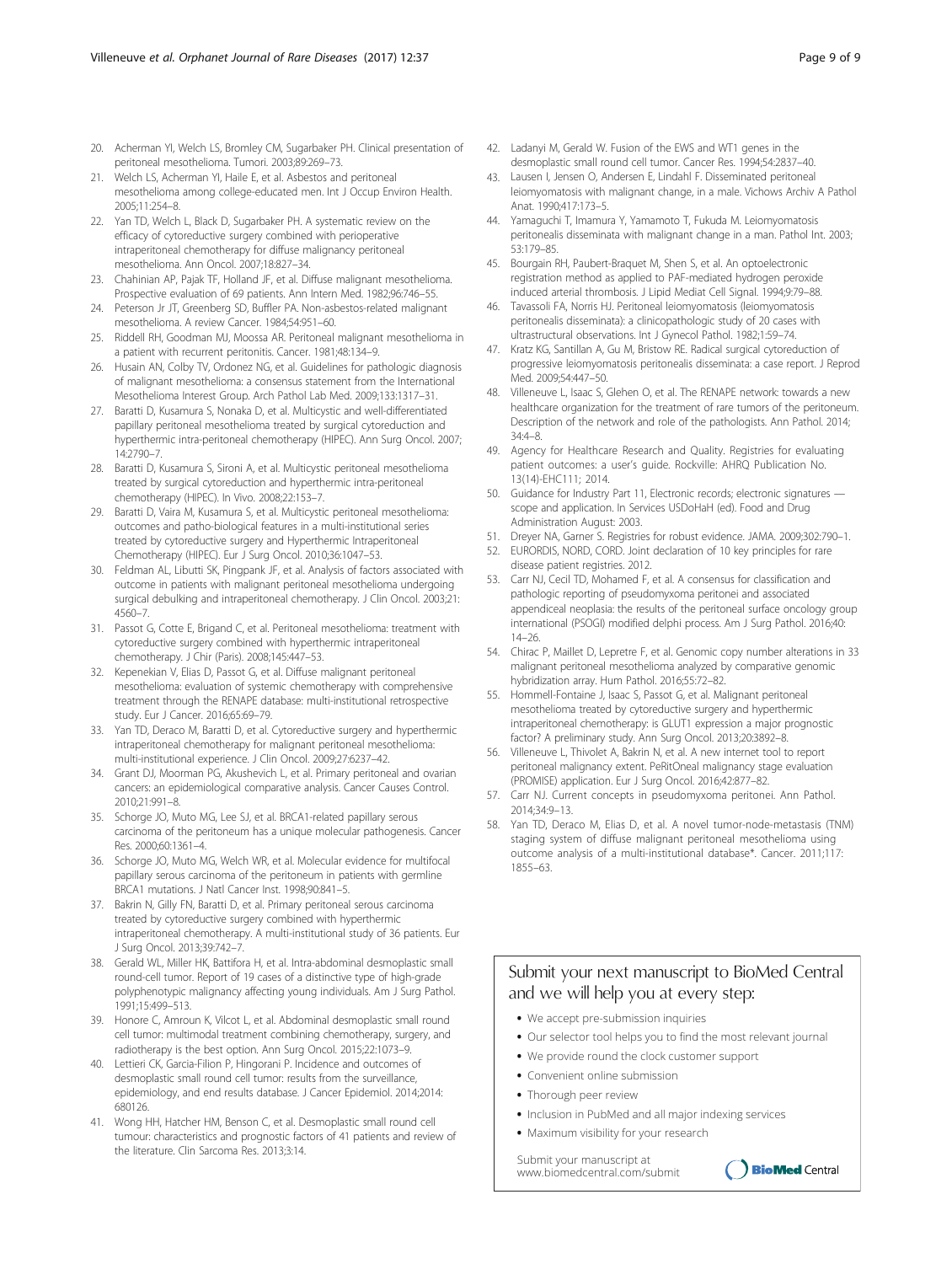20. Acherman YI, Welch LS, Bromley CM, Sugarbaker PH. Clinical presentation of peritoneal mesothelioma. Tumori. 2003;89:269–73.
21. Welch LS, Acherman YI, Haile E, et al. Asbestos and peritoneal mesothelioma among college-educated men. Int J Occup Environ Health. 2005;11:254–8.
22. Yan TD, Welch L, Black D, Sugarbaker PH. A systematic review on the efficacy of cytoreductive surgery combined with perioperative intraperitoneal chemotherapy for diffuse malignancy peritoneal mesothelioma. Ann Oncol. 2007;18:827–34.
23. Chahinian AP, Pajak TF, Holland JF, et al. Diffuse malignant mesothelioma. Prospective evaluation of 69 patients. Ann Intern Med. 1982;96:746–55.
24. Peterson Jr JT, Greenberg SD, Buffler PA. Non-asbestos-related malignant mesothelioma. A review Cancer. 1984;54:951–60.
25. Riddell RH, Goodman MJ, Moossa AR. Peritoneal malignant mesothelioma in a patient with recurrent peritonitis. Cancer. 1981;48:134–9.
26. Husain AN, Colby TV, Ordonez NG, et al. Guidelines for pathologic diagnosis of malignant mesothelioma: a consensus statement from the International Mesothelioma Interest Group. Arch Pathol Lab Med. 2009;133:1317–31.
27. Baratti D, Kusamura S, Nonaka D, et al. Multicystic and well-differentiated papillary peritoneal mesothelioma treated by surgical cytoreduction and hyperthermic intra-peritoneal chemotherapy (HIPEC). Ann Surg Oncol. 2007;14:2790–7.
28. Baratti D, Kusamura S, Sironi A, et al. Multicystic peritoneal mesothelioma treated by surgical cytoreduction and hyperthermic intra-peritoneal chemotherapy (HIPEC). In Vivo. 2008;22:153–7.
29. Baratti D, Vaira M, Kusamura S, et al. Multicystic peritoneal mesothelioma: outcomes and patho-biological features in a multi-institutional series treated by cytoreductive surgery and Hyperthermic Intraperitoneal Chemotherapy (HIPEC). Eur J Surg Oncol. 2010;36:1047–53.
30. Feldman AL, Libutti SK, Pingpank JF, et al. Analysis of factors associated with outcome in patients with malignant peritoneal mesothelioma undergoing surgical debulking and intraperitoneal chemotherapy. J Clin Oncol. 2003;21:4560–7.
31. Passot G, Cotte E, Brigand C, et al. Peritoneal mesothelioma: treatment with cytoreductive surgery combined with hyperthermic intraperitoneal chemotherapy. J Chir (Paris). 2008;145:447–53.
32. Kepenekian V, Elias D, Passot G, et al. Diffuse malignant peritoneal mesothelioma: evaluation of systemic chemotherapy with comprehensive treatment through the RENAPE database: multi-institutional retrospective study. Eur J Cancer. 2016;65:69–79.
33. Yan TD, Deraco M, Baratti D, et al. Cytoreductive surgery and hyperthermic intraperitoneal chemotherapy for malignant peritoneal mesothelioma: multi-institutional experience. J Clin Oncol. 2009;27:6237–42.
34. Grant DJ, Moorman PG, Akushevich L, et al. Primary peritoneal and ovarian cancers: an epidemiological comparative analysis. Cancer Causes Control. 2010;21:991–8.
35. Schorge JO, Muto MG, Lee SJ, et al. BRCA1-related papillary serous carcinoma of the peritoneum has a unique molecular pathogenesis. Cancer Res. 2000;60:1361–4.
36. Schorge JO, Muto MG, Welch WR, et al. Molecular evidence for multifocal papillary serous carcinoma of the peritoneum in patients with germline BRCA1 mutations. J Natl Cancer Inst. 1998;90:841–5.
37. Bakrin N, Gilly FN, Baratti D, et al. Primary peritoneal serous carcinoma treated by cytoreductive surgery combined with hyperthermic intraperitoneal chemotherapy. A multi-institutional study of 36 patients. Eur J Surg Oncol. 2013;39:742–7.
38. Gerald WL, Miller HK, Battifora H, et al. Intra-abdominal desmoplastic small round-cell tumor. Report of 19 cases of a distinctive type of high-grade polyphenotypic malignancy affecting young individuals. Am J Surg Pathol. 1991;15:499–513.
39. Honore C, Amroun K, Vilcot L, et al. Abdominal desmoplastic small round cell tumor: multimodal treatment combining chemotherapy, surgery, and radiotherapy is the best option. Ann Surg Oncol. 2015;22:1073–9.
40. Lettieri CK, Garcia-Filion P, Hingorani P. Incidence and outcomes of desmoplastic small round cell tumor: results from the surveillance, epidemiology, and end results database. J Cancer Epidemiol. 2014;2014:680126.
41. Wong HH, Hatcher HM, Benson C, et al. Desmoplastic small round cell tumour: characteristics and prognostic factors of 41 patients and review of the literature. Clin Sarcoma Res. 2013;3:14.
42. Ladanyi M, Gerald W. Fusion of the EWS and WT1 genes in the desmoplastic small round cell tumor. Cancer Res. 1994;54:2837–40.
43. Lausen I, Jensen O, Andersen E, Lindahl F. Disseminated peritoneal leiomyomatosis with malignant change, in a male. Vichows Archiv A Pathol Anat. 1990;417:173–5.
44. Yamaguchi T, Imamura Y, Yamamoto T, Fukuda M. Leiomyomatosis peritonealis disseminata with malignant change in a man. Pathol Int. 2003;53:179–85.
45. Bourgain RH, Paubert-Braquet M, Shen S, et al. An optoelectronic registration method as applied to PAF-mediated hydrogen peroxide induced arterial thrombosis. J Lipid Mediat Cell Signal. 1994;9:79–88.
46. Tavassoli FA, Norris HJ. Peritoneal leiomyomatosis (leiomyomatosis peritonealis disseminata): a clinicopathologic study of 20 cases with ultrastructural observations. Int J Gynecol Pathol. 1982;1:59–74.
47. Kratz KG, Santillan A, Gu M, Bristow RE. Radical surgical cytoreduction of progressive leiomyomatosis peritonealis disseminata: a case report. J Reprod Med. 2009;54:447–50.
48. Villeneuve L, Isaac S, Glehen O, et al. The RENAPE network: towards a new healthcare organization for the treatment of rare tumors of the peritoneum. Description of the network and role of the pathologists. Ann Pathol. 2014;34:4–8.
49. Agency for Healthcare Research and Quality. Registries for evaluating patient outcomes: a user's guide. Rockville: AHRQ Publication No. 13(14)-EHC111; 2014.
50. Guidance for Industry Part 11, Electronic records; electronic signatures — scope and application. In Services USDoHaH (ed). Food and Drug Administration August: 2003.
51. Dreyer NA, Garner S. Registries for robust evidence. JAMA. 2009;302:790–1.
52. EURORDIS, NORD, CORD. Joint declaration of 10 key principles for rare disease patient registries. 2012.
53. Carr NJ, Cecil TD, Mohamed F, et al. A consensus for classification and pathologic reporting of pseudomyxoma peritonei and associated appendiceal neoplasia: the results of the peritoneal surface oncology group international (PSOGI) modified delphi process. Am J Surg Pathol. 2016;40:14–26.
54. Chirac P, Maillet D, Lepretre F, et al. Genomic copy number alterations in 33 malignant peritoneal mesothelioma analyzed by comparative genomic hybridization array. Hum Pathol. 2016;55:72–82.
55. Hommell-Fontaine J, Isaac S, Passot G, et al. Malignant peritoneal mesothelioma treated by cytoreductive surgery and hyperthermic intraperitoneal chemotherapy: is GLUT1 expression a major prognostic factor? A preliminary study. Ann Surg Oncol. 2013;20:3892–8.
56. Villeneuve L, Thivolet A, Bakrin N, et al. A new internet tool to report peritoneal malignancy extent. PeRitOneal malignancy stage evaluation (PROMISE) application. Eur J Surg Oncol. 2016;42:877–82.
57. Carr NJ. Current concepts in pseudomyxoma peritonei. Ann Pathol. 2014;34:9–13.
58. Yan TD, Deraco M, Elias D, et al. A novel tumor-node-metastasis (TNM) staging system of diffuse malignant peritoneal mesothelioma using outcome analysis of a multi-institutional database*. Cancer. 2011;117:1855–63.

Submit your next manuscript to BioMed Central and we will help you at every step:

- We accept pre-submission inquiries
- Our selector tool helps you to find the most relevant journal
- We provide round the clock customer support
- Convenient online submission
- Thorough peer review
- Inclusion in PubMed and all major indexing services
- Maximum visibility for your research

Submit your manuscript at www.biomedcentral.com/submit

BioMed Central